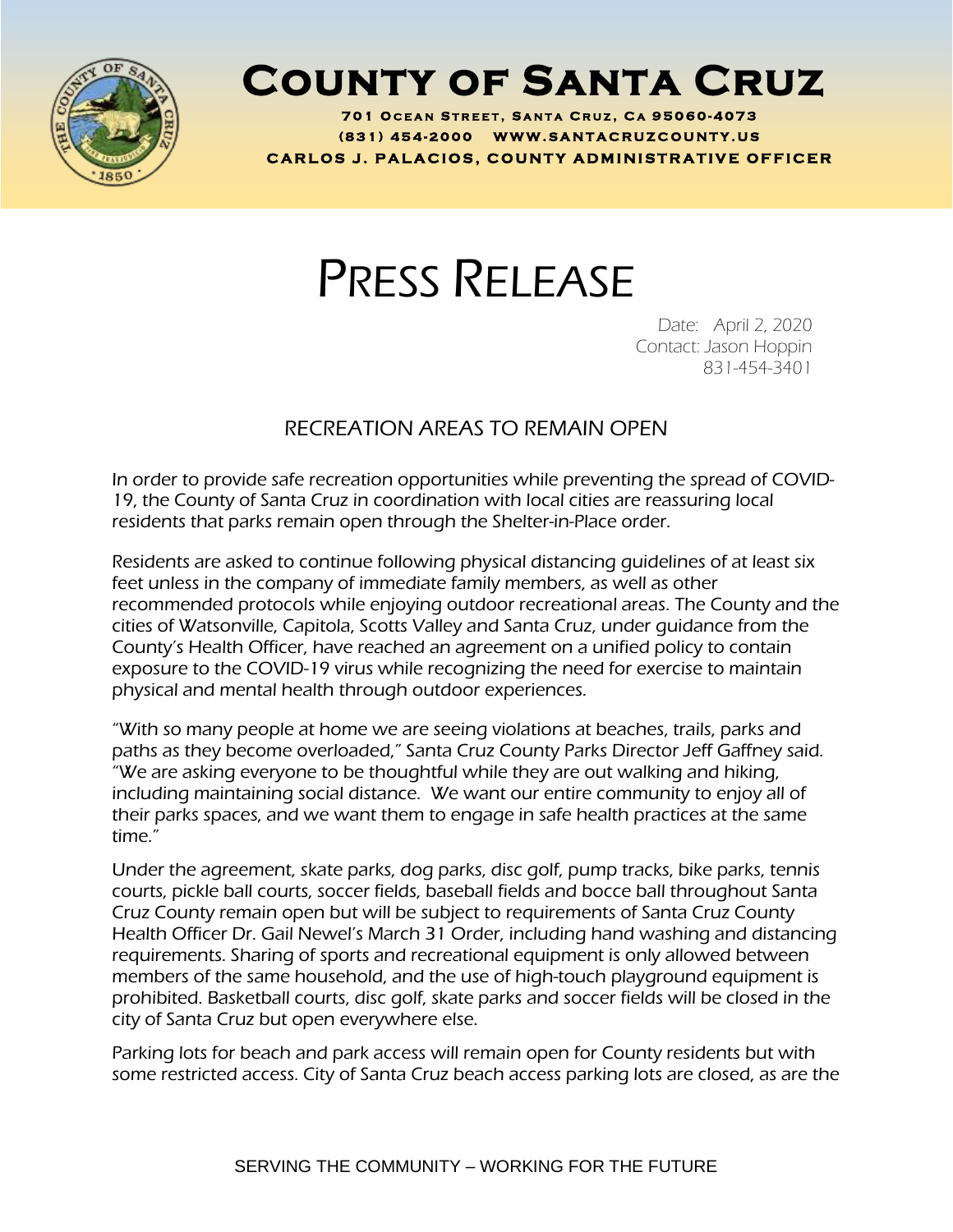# County of Santa Cruz

**701 Ocean Street, Santa Cruz, Ca 95060-4073**
**(831) 454-2000 www.santacruzcounty.us**
**CARLOS J. PALACIOS, COUNTY ADMINISTRATIVE OFFICER**

# PRESS RELEASE

Date: April 2, 2020
Contact: Jason Hoppin
831-454-3401

## RECREATION AREAS TO REMAIN OPEN

In order to provide safe recreation opportunities while preventing the spread of COVID-19, the County of Santa Cruz in coordination with local cities are reassuring local residents that parks remain open through the Shelter-in-Place order.

Residents are asked to continue following physical distancing guidelines of at least six feet unless in the company of immediate family members, as well as other recommended protocols while enjoying outdoor recreational areas. The County and the cities of Watsonville, Capitola, Scotts Valley and Santa Cruz, under guidance from the County's Health Officer, have reached an agreement on a unified policy to contain exposure to the COVID-19 virus while recognizing the need for exercise to maintain physical and mental health through outdoor experiences.

"With so many people at home we are seeing violations at beaches, trails, parks and paths as they become overloaded," Santa Cruz County Parks Director Jeff Gaffney said. "We are asking everyone to be thoughtful while they are out walking and hiking, including maintaining social distance. We want our entire community to enjoy all of their parks spaces, and we want them to engage in safe health practices at the same time."

Under the agreement, skate parks, dog parks, disc golf, pump tracks, bike parks, tennis courts, pickle ball courts, soccer fields, baseball fields and bocce ball throughout Santa Cruz County remain open but will be subject to requirements of Santa Cruz County Health Officer Dr. Gail Newel's March 31 Order, including hand washing and distancing requirements. Sharing of sports and recreational equipment is only allowed between members of the same household, and the use of high-touch playground equipment is prohibited. Basketball courts, disc golf, skate parks and soccer fields will be closed in the city of Santa Cruz but open everywhere else.

Parking lots for beach and park access will remain open for County residents but with some restricted access. City of Santa Cruz beach access parking lots are closed, as are the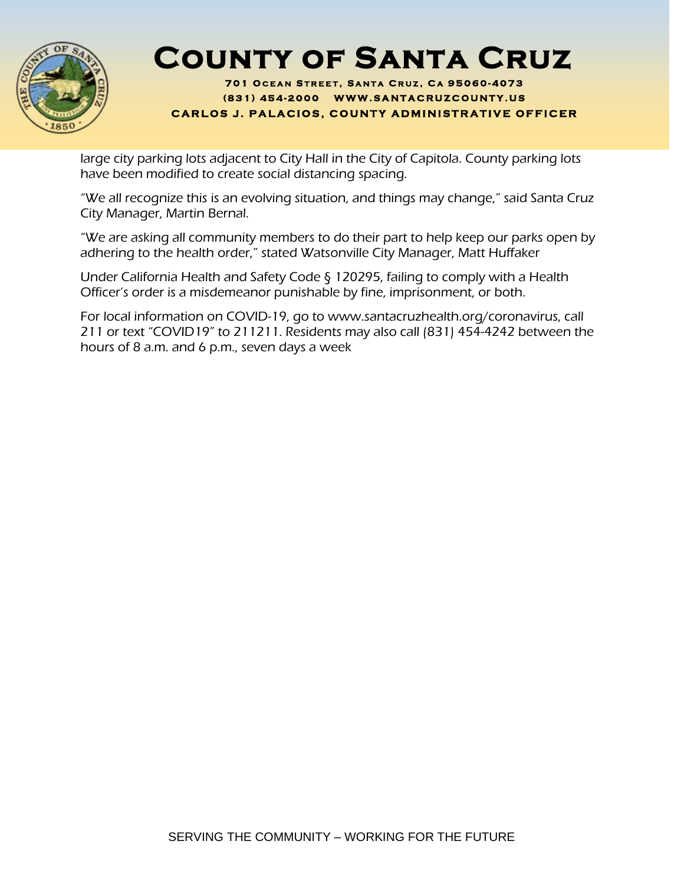large city parking lots adjacent to City Hall in the City of Capitola. County parking lots have been modified to create social distancing spacing.

"We all recognize this is an evolving situation, and things may change," said Santa Cruz City Manager, Martin Bernal.

"We are asking all community members to do their part to help keep our parks open by adhering to the health order," stated Watsonville City Manager, Matt Huffaker

Under California Health and Safety Code § 120295, failing to comply with a Health Officer's order is a misdemeanor punishable by fine, imprisonment, or both.

For local information on COVID-19, go to www.santacruzhealth.org/coronavirus, call 211 or text "COVID19" to 211211. Residents may also call (831) 454-4242 between the hours of 8 a.m. and 6 p.m., seven days a week